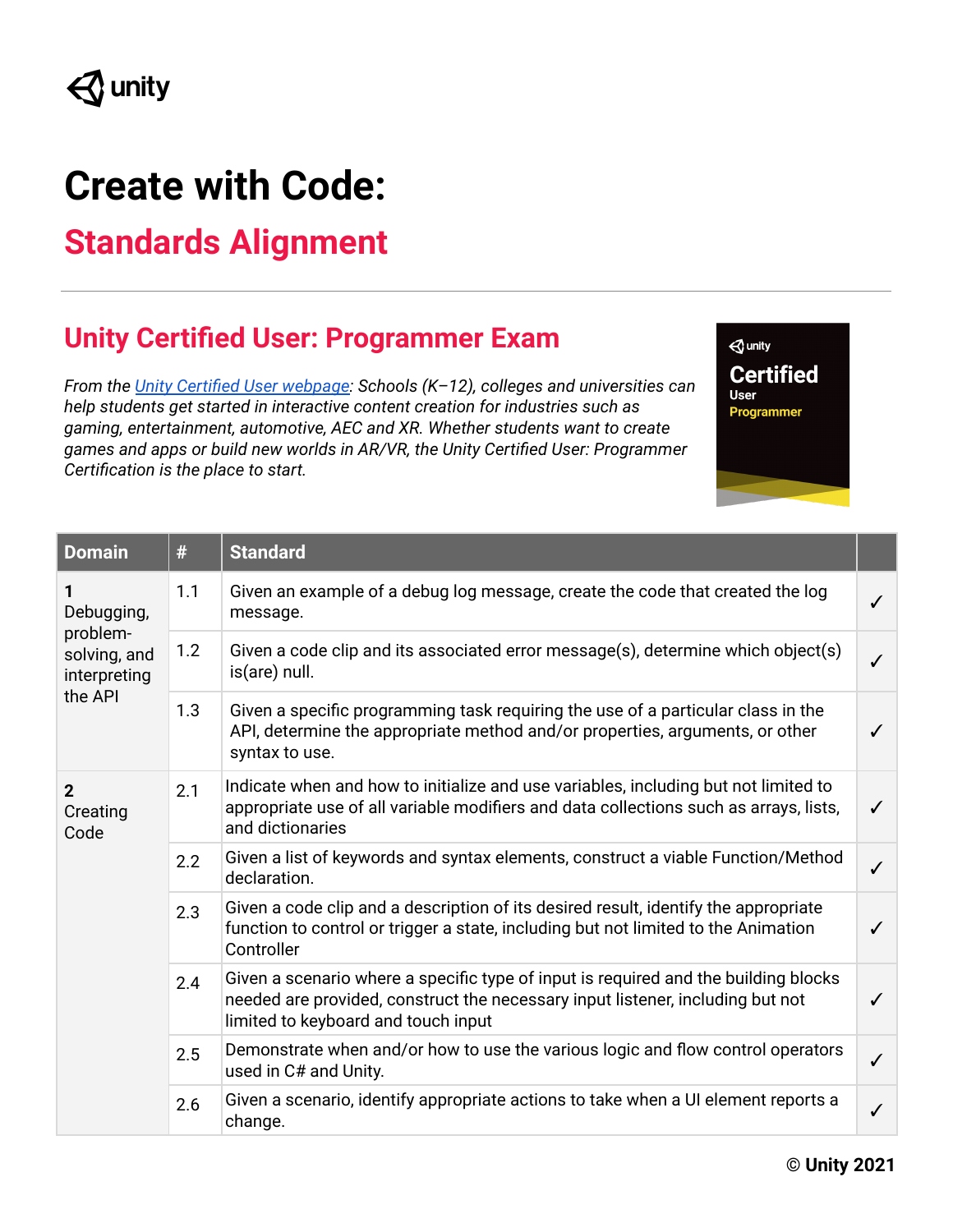unity

# Create with Code:

## Standards Alignment

## Unity Certified User: Programmer Exam

*From the [Unity Certified User webpage](): Schools (K–12), colleges and universities can help students get started in interactive content creation for industries such as gaming, entertainment, automotive, AEC and XR. Whether students want to create games and apps or build new worlds in AR/VR, the Unity Certified User: Programmer Certification is the place to start.*

| Domain | # | Standard | |
|---|---|---|---|
| **1** Debugging, problem-solving, and interpreting the API | 1.1 | Given an example of a debug log message, create the code that created the log message. | ✓ |
| | 1.2 | Given a code clip and its associated error message(s), determine which object(s) is(are) null. | ✓ |
| | 1.3 | Given a specific programming task requiring the use of a particular class in the API, determine the appropriate method and/or properties, arguments, or other syntax to use. | ✓ |
| **2** Creating Code | 2.1 | Indicate when and how to initialize and use variables, including but not limited to appropriate use of all variable modifiers and data collections such as arrays, lists, and dictionaries | ✓ |
| | 2.2 | Given a list of keywords and syntax elements, construct a viable Function/Method declaration. | ✓ |
| | 2.3 | Given a code clip and a description of its desired result, identify the appropriate function to control or trigger a state, including but not limited to the Animation Controller | ✓ |
| | 2.4 | Given a scenario where a specific type of input is required and the building blocks needed are provided, construct the necessary input listener, including but not limited to keyboard and touch input | ✓ |
| | 2.5 | Demonstrate when and/or how to use the various logic and flow control operators used in C# and Unity. | ✓ |
| | 2.6 | Given a scenario, identify appropriate actions to take when a UI element reports a change. | ✓ |

**© Unity 2021**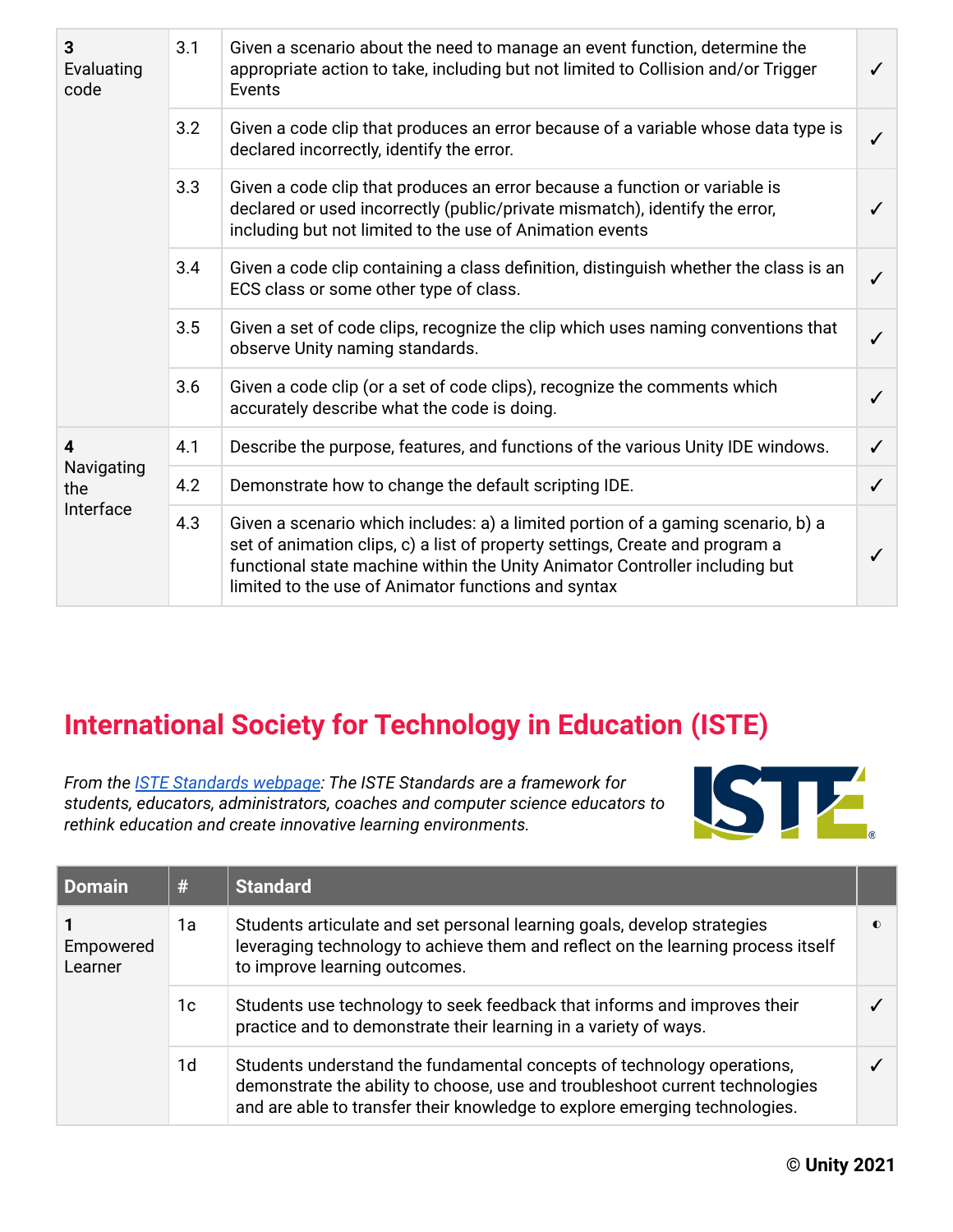| | | | |
|---|---|---|---|
| **3** Evaluating code | 3.1 | Given a scenario about the need to manage an event function, determine the appropriate action to take, including but not limited to Collision and/or Trigger Events | ✓ |
| | 3.2 | Given a code clip that produces an error because of a variable whose data type is declared incorrectly, identify the error. | ✓ |
| | 3.3 | Given a code clip that produces an error because a function or variable is declared or used incorrectly (public/private mismatch), identify the error, including but not limited to the use of Animation events | ✓ |
| | 3.4 | Given a code clip containing a class definition, distinguish whether the class is an ECS class or some other type of class. | ✓ |
| | 3.5 | Given a set of code clips, recognize the clip which uses naming conventions that observe Unity naming standards. | ✓ |
| | 3.6 | Given a code clip (or a set of code clips), recognize the comments which accurately describe what the code is doing. | ✓ |
| **4** Navigating the Interface | 4.1 | Describe the purpose, features, and functions of the various Unity IDE windows. | ✓ |
| | 4.2 | Demonstrate how to change the default scripting IDE. | ✓ |
| | 4.3 | Given a scenario which includes: a) a limited portion of a gaming scenario, b) a set of animation clips, c) a list of property settings, Create and program a functional state machine within the Unity Animator Controller including but limited to the use of Animator functions and syntax | ✓ |

## International Society for Technology in Education (ISTE)

*From the ISTE Standards webpage: The ISTE Standards are a framework for students, educators, administrators, coaches and computer science educators to rethink education and create innovative learning environments.*

| Domain | # | Standard | |
|---|---|---|---|
| **1** Empowered Learner | 1a | Students articulate and set personal learning goals, develop strategies leveraging technology to achieve them and reflect on the learning process itself to improve learning outcomes. | ◐ |
| | 1c | Students use technology to seek feedback that informs and improves their practice and to demonstrate their learning in a variety of ways. | ✓ |
| | 1d | Students understand the fundamental concepts of technology operations, demonstrate the ability to choose, use and troubleshoot current technologies and are able to transfer their knowledge to explore emerging technologies. | ✓ |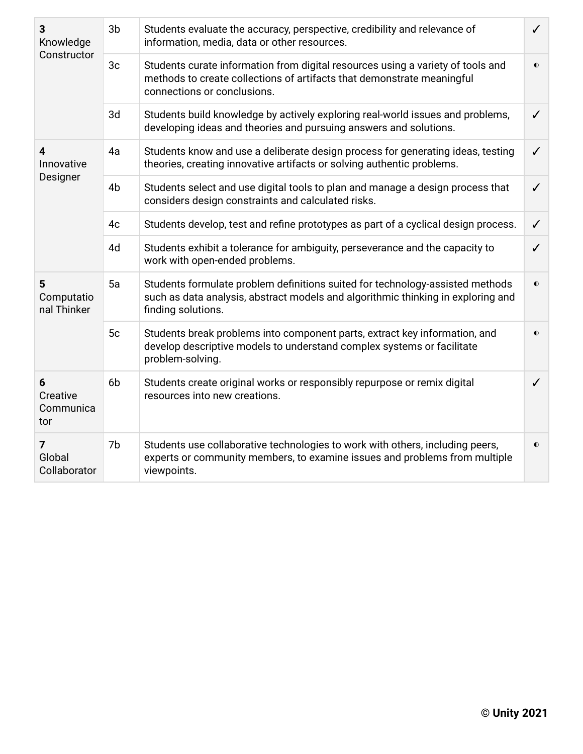| | | | |
|---|---|---|---|
| **3** Knowledge Constructor | 3b | Students evaluate the accuracy, perspective, credibility and relevance of information, media, data or other resources. | ✓ |
| | 3c | Students curate information from digital resources using a variety of tools and methods to create collections of artifacts that demonstrate meaningful connections or conclusions. | ◐ |
| | 3d | Students build knowledge by actively exploring real-world issues and problems, developing ideas and theories and pursuing answers and solutions. | ✓ |
| **4** Innovative Designer | 4a | Students know and use a deliberate design process for generating ideas, testing theories, creating innovative artifacts or solving authentic problems. | ✓ |
| | 4b | Students select and use digital tools to plan and manage a design process that considers design constraints and calculated risks. | ✓ |
| | 4c | Students develop, test and refine prototypes as part of a cyclical design process. | ✓ |
| | 4d | Students exhibit a tolerance for ambiguity, perseverance and the capacity to work with open-ended problems. | ✓ |
| **5** Computational Thinker | 5a | Students formulate problem definitions suited for technology-assisted methods such as data analysis, abstract models and algorithmic thinking in exploring and finding solutions. | ◐ |
| | 5c | Students break problems into component parts, extract key information, and develop descriptive models to understand complex systems or facilitate problem-solving. | ◐ |
| **6** Creative Communicator | 6b | Students create original works or responsibly repurpose or remix digital resources into new creations. | ✓ |
| **7** Global Collaborator | 7b | Students use collaborative technologies to work with others, including peers, experts or community members, to examine issues and problems from multiple viewpoints. | ◐ |

© **Unity 2021**